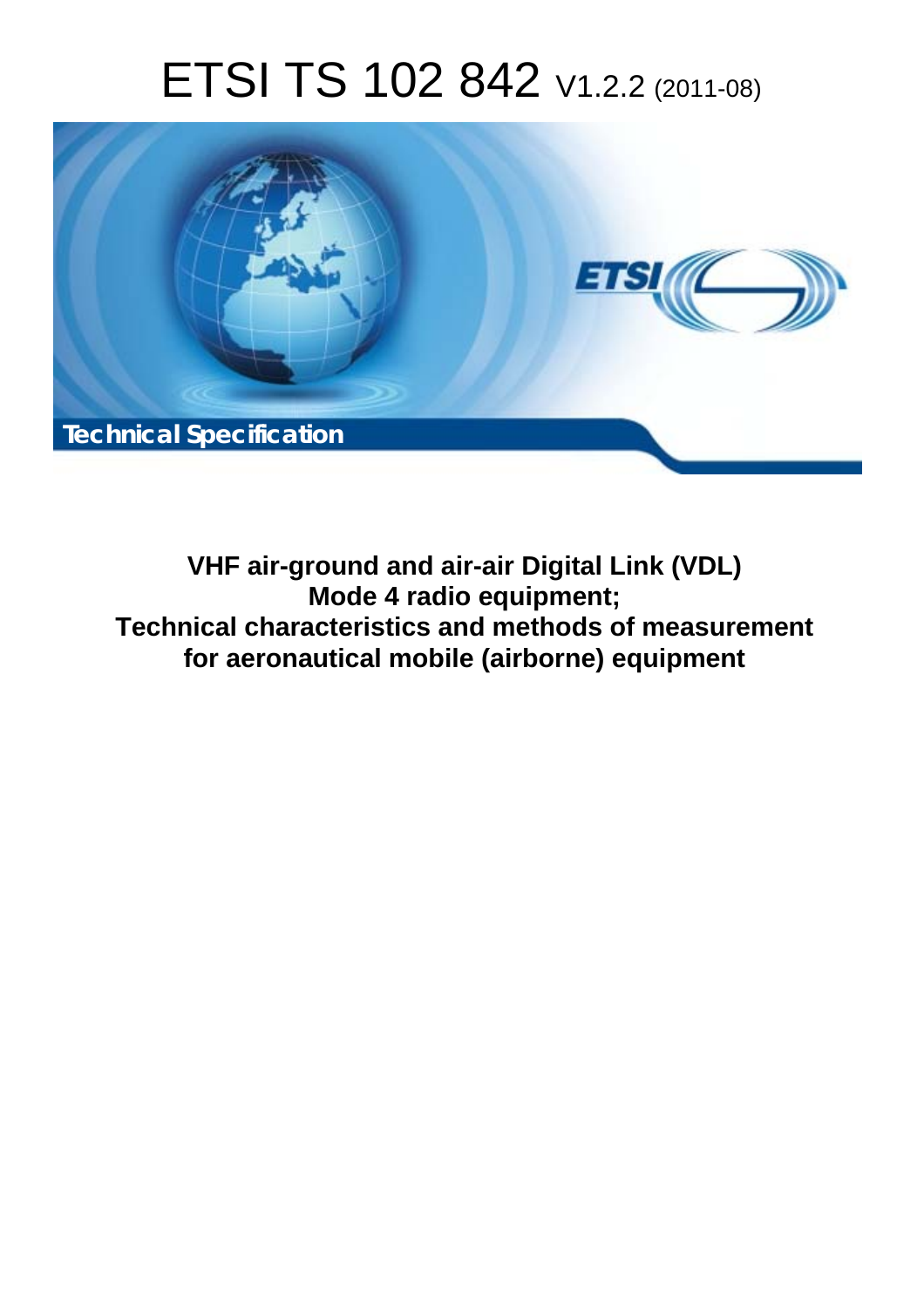# ETSI TS 102 842 V1.2.2 (2011-08)

*Technical Specification*

**VHF air-ground and air-air Digital Link (VDL) Mode 4 radio equipment; Technical characteristics and methods of measurement for aeronautical mobile (airborne) equipment**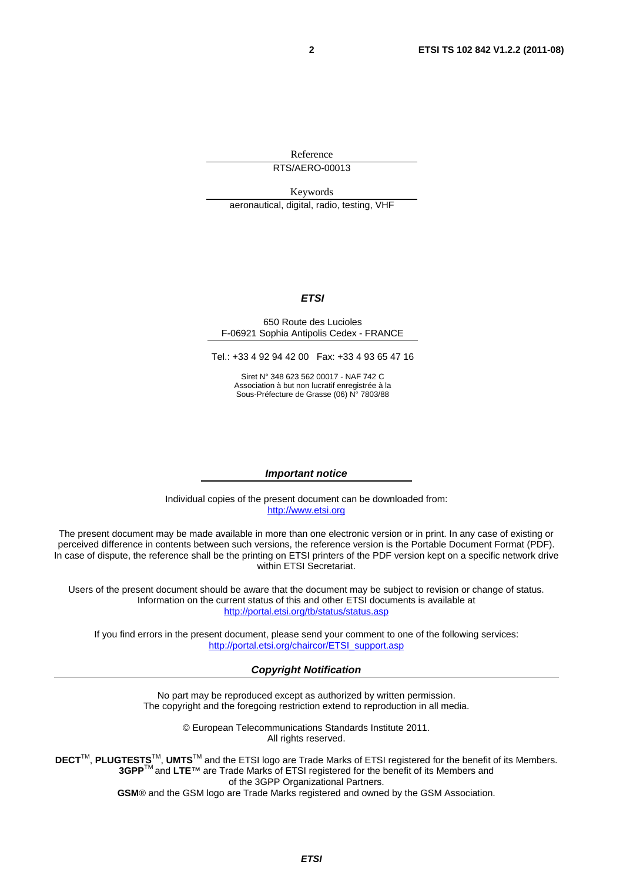Reference

RTS/AERO-00013

Keywords

aeronautical, digital, radio, testing, VHF

***ETSI***

650 Route des Lucioles
F-06921 Sophia Antipolis Cedex - FRANCE

Tel.: +33 4 92 94 42 00 Fax: +33 4 93 65 47 16

Siret N° 348 623 562 00017 - NAF 742 C
Association à but non lucratif enregistrée à la
Sous-Préfecture de Grasse (06) N° 7803/88

***Important notice***

Individual copies of the present document can be downloaded from:
http://www.etsi.org

The present document may be made available in more than one electronic version or in print. In any case of existing or perceived difference in contents between such versions, the reference version is the Portable Document Format (PDF). In case of dispute, the reference shall be the printing on ETSI printers of the PDF version kept on a specific network drive within ETSI Secretariat.

Users of the present document should be aware that the document may be subject to revision or change of status. Information on the current status of this and other ETSI documents is available at
http://portal.etsi.org/tb/status/status.asp

If you find errors in the present document, please send your comment to one of the following services:
http://portal.etsi.org/chaircor/ETSI_support.asp

***Copyright Notification***

No part may be reproduced except as authorized by written permission.
The copyright and the foregoing restriction extend to reproduction in all media.

© European Telecommunications Standards Institute 2011.
All rights reserved.

**DECT**™, **PLUGTESTS**™, **UMTS**™ and the ETSI logo are Trade Marks of ETSI registered for the benefit of its Members.
**3GPP**™ and **LTE**™ are Trade Marks of ETSI registered for the benefit of its Members and of the 3GPP Organizational Partners.
**GSM**® and the GSM logo are Trade Marks registered and owned by the GSM Association.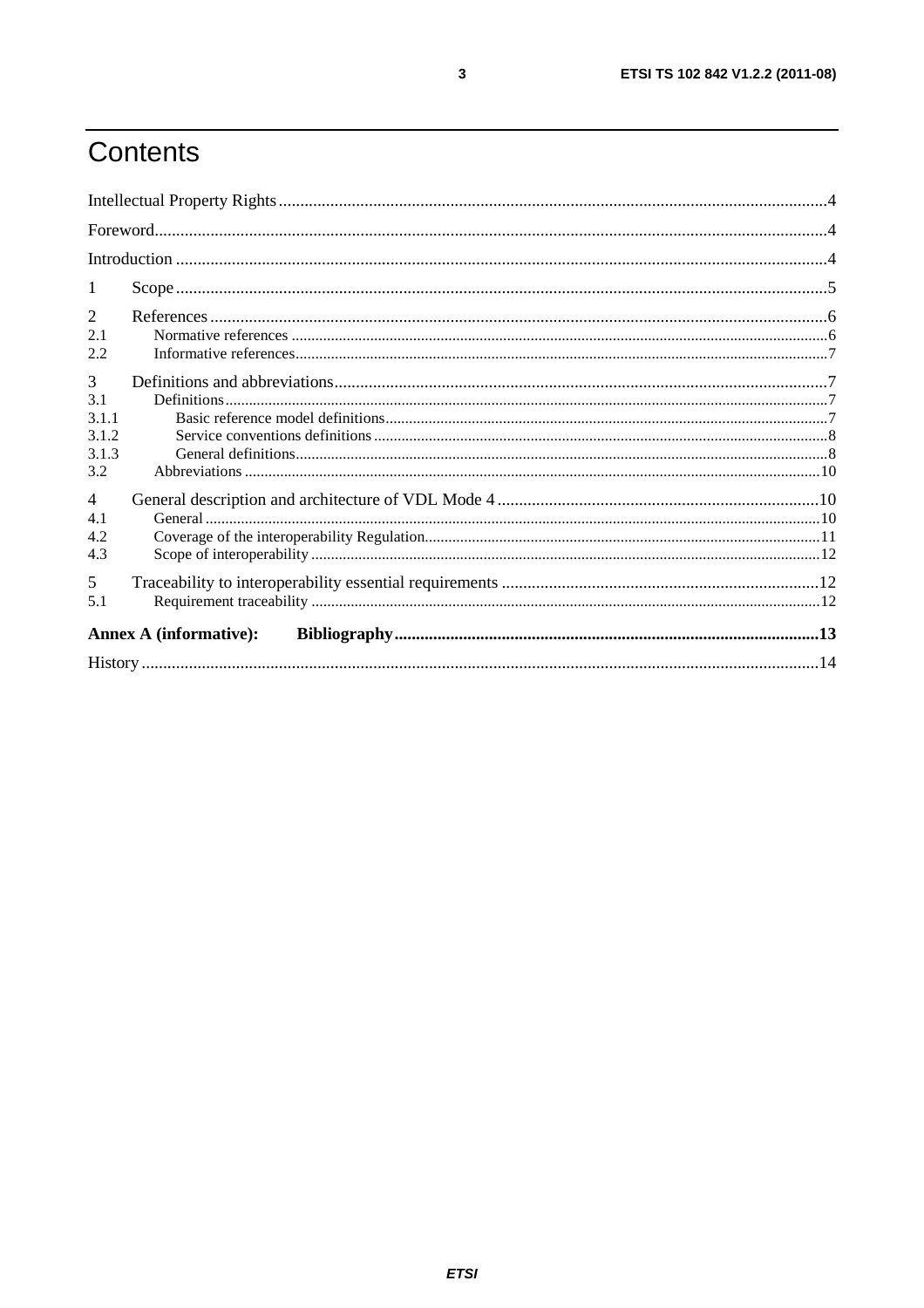# Contents

Intellectual Property Rights .....4

Foreword.....4

Introduction .....4

1 Scope.....5

2 References.....6
- 2.1 Normative references .....6
- 2.2 Informative references.....7

3 Definitions and abbreviations.....7
- 3.1 Definitions.....7
  - 3.1.1 Basic reference model definitions.....7
  - 3.1.2 Service conventions definitions .....8
  - 3.1.3 General definitions.....8
- 3.2 Abbreviations .....10

4 General description and architecture of VDL Mode 4 .....10
- 4.1 General .....10
- 4.2 Coverage of the interoperability Regulation.....11
- 4.3 Scope of interoperability .....12

5 Traceability to interoperability essential requirements .....12
- 5.1 Requirement traceability .....12

**Annex A (informative): Bibliography.....13**

History .....14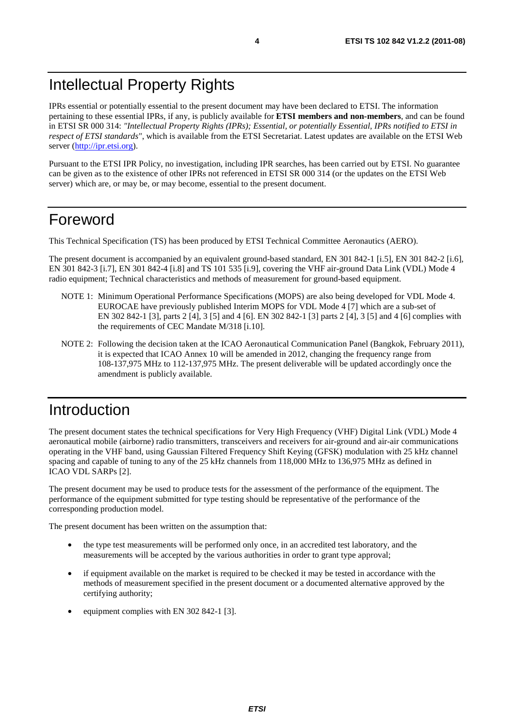# Intellectual Property Rights

IPRs essential or potentially essential to the present document may have been declared to ETSI. The information pertaining to these essential IPRs, if any, is publicly available for **ETSI members and non-members**, and can be found in ETSI SR 000 314: *"Intellectual Property Rights (IPRs); Essential, or potentially Essential, IPRs notified to ETSI in respect of ETSI standards"*, which is available from the ETSI Secretariat. Latest updates are available on the ETSI Web server (http://ipr.etsi.org).

Pursuant to the ETSI IPR Policy, no investigation, including IPR searches, has been carried out by ETSI. No guarantee can be given as to the existence of other IPRs not referenced in ETSI SR 000 314 (or the updates on the ETSI Web server) which are, or may be, or may become, essential to the present document.

# Foreword

This Technical Specification (TS) has been produced by ETSI Technical Committee Aeronautics (AERO).

The present document is accompanied by an equivalent ground-based standard, EN 301 842-1 [i.5], EN 301 842-2 [i.6], EN 301 842-3 [i.7], EN 301 842-4 [i.8] and TS 101 535 [i.9], covering the VHF air-ground Data Link (VDL) Mode 4 radio equipment; Technical characteristics and methods of measurement for ground-based equipment.

NOTE 1: Minimum Operational Performance Specifications (MOPS) are also being developed for VDL Mode 4. EUROCAE have previously published Interim MOPS for VDL Mode 4 [7] which are a sub-set of EN 302 842-1 [3], parts 2 [4], 3 [5] and 4 [6]. EN 302 842-1 [3] parts 2 [4], 3 [5] and 4 [6] complies with the requirements of CEC Mandate M/318 [i.10].

NOTE 2: Following the decision taken at the ICAO Aeronautical Communication Panel (Bangkok, February 2011), it is expected that ICAO Annex 10 will be amended in 2012, changing the frequency range from 108-137,975 MHz to 112-137,975 MHz. The present deliverable will be updated accordingly once the amendment is publicly available.

# Introduction

The present document states the technical specifications for Very High Frequency (VHF) Digital Link (VDL) Mode 4 aeronautical mobile (airborne) radio transmitters, transceivers and receivers for air-ground and air-air communications operating in the VHF band, using Gaussian Filtered Frequency Shift Keying (GFSK) modulation with 25 kHz channel spacing and capable of tuning to any of the 25 kHz channels from 118,000 MHz to 136,975 MHz as defined in ICAO VDL SARPs [2].

The present document may be used to produce tests for the assessment of the performance of the equipment. The performance of the equipment submitted for type testing should be representative of the performance of the corresponding production model.

The present document has been written on the assumption that:

- the type test measurements will be performed only once, in an accredited test laboratory, and the measurements will be accepted by the various authorities in order to grant type approval;
- if equipment available on the market is required to be checked it may be tested in accordance with the methods of measurement specified in the present document or a documented alternative approved by the certifying authority;
- equipment complies with EN 302 842-1 [3].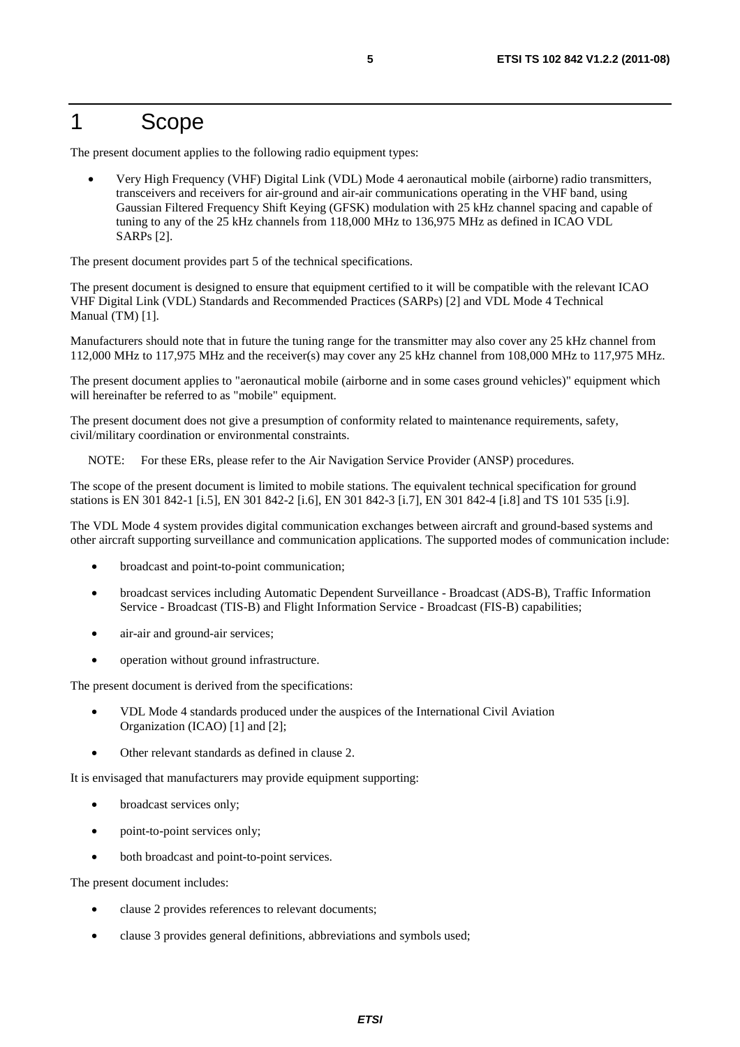# 1 Scope

The present document applies to the following radio equipment types:

- Very High Frequency (VHF) Digital Link (VDL) Mode 4 aeronautical mobile (airborne) radio transmitters, transceivers and receivers for air-ground and air-air communications operating in the VHF band, using Gaussian Filtered Frequency Shift Keying (GFSK) modulation with 25 kHz channel spacing and capable of tuning to any of the 25 kHz channels from 118,000 MHz to 136,975 MHz as defined in ICAO VDL SARPs [2].

The present document provides part 5 of the technical specifications.

The present document is designed to ensure that equipment certified to it will be compatible with the relevant ICAO VHF Digital Link (VDL) Standards and Recommended Practices (SARPs) [2] and VDL Mode 4 Technical Manual (TM) [1].

Manufacturers should note that in future the tuning range for the transmitter may also cover any 25 kHz channel from 112,000 MHz to 117,975 MHz and the receiver(s) may cover any 25 kHz channel from 108,000 MHz to 117,975 MHz.

The present document applies to "aeronautical mobile (airborne and in some cases ground vehicles)" equipment which will hereinafter be referred to as "mobile" equipment.

The present document does not give a presumption of conformity related to maintenance requirements, safety, civil/military coordination or environmental constraints.

NOTE: For these ERs, please refer to the Air Navigation Service Provider (ANSP) procedures.

The scope of the present document is limited to mobile stations. The equivalent technical specification for ground stations is EN 301 842-1 [i.5], EN 301 842-2 [i.6], EN 301 842-3 [i.7], EN 301 842-4 [i.8] and TS 101 535 [i.9].

The VDL Mode 4 system provides digital communication exchanges between aircraft and ground-based systems and other aircraft supporting surveillance and communication applications. The supported modes of communication include:

- broadcast and point-to-point communication;
- broadcast services including Automatic Dependent Surveillance - Broadcast (ADS-B), Traffic Information Service - Broadcast (TIS-B) and Flight Information Service - Broadcast (FIS-B) capabilities;
- air-air and ground-air services;
- operation without ground infrastructure.

The present document is derived from the specifications:

- VDL Mode 4 standards produced under the auspices of the International Civil Aviation Organization (ICAO) [1] and [2];
- Other relevant standards as defined in clause 2.

It is envisaged that manufacturers may provide equipment supporting:

- broadcast services only;
- point-to-point services only;
- both broadcast and point-to-point services.

The present document includes:

- clause 2 provides references to relevant documents;
- clause 3 provides general definitions, abbreviations and symbols used;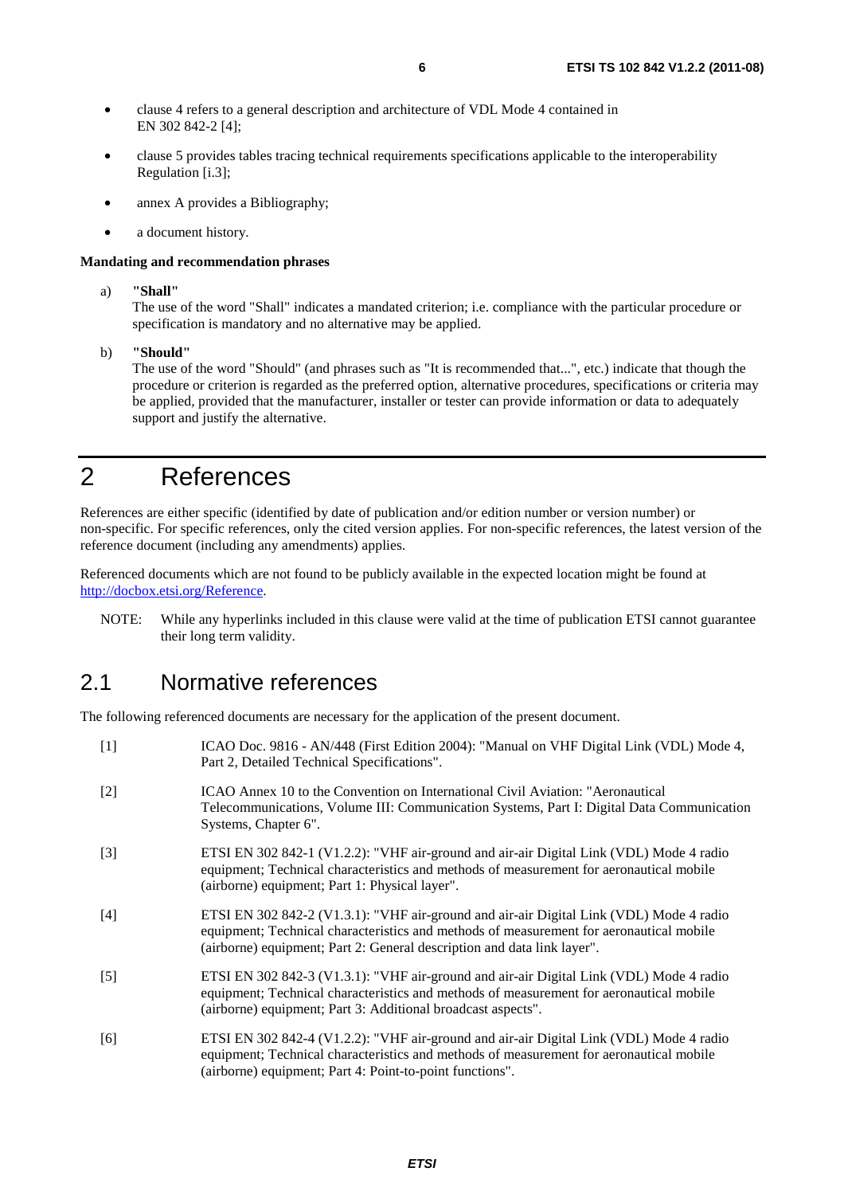- clause 4 refers to a general description and architecture of VDL Mode 4 contained in EN 302 842-2 [4];
- clause 5 provides tables tracing technical requirements specifications applicable to the interoperability Regulation [i.3];
- annex A provides a Bibliography;
- a document history.

**Mandating and recommendation phrases**

a) **"Shall"**
The use of the word "Shall" indicates a mandated criterion; i.e. compliance with the particular procedure or specification is mandatory and no alternative may be applied.

b) **"Should"**
The use of the word "Should" (and phrases such as "It is recommended that...", etc.) indicate that though the procedure or criterion is regarded as the preferred option, alternative procedures, specifications or criteria may be applied, provided that the manufacturer, installer or tester can provide information or data to adequately support and justify the alternative.

# 2 References

References are either specific (identified by date of publication and/or edition number or version number) or non-specific. For specific references, only the cited version applies. For non-specific references, the latest version of the reference document (including any amendments) applies.

Referenced documents which are not found to be publicly available in the expected location might be found at http://docbox.etsi.org/Reference.

NOTE: While any hyperlinks included in this clause were valid at the time of publication ETSI cannot guarantee their long term validity.

## 2.1 Normative references

The following referenced documents are necessary for the application of the present document.

[1] ICAO Doc. 9816 - AN/448 (First Edition 2004): "Manual on VHF Digital Link (VDL) Mode 4, Part 2, Detailed Technical Specifications".

[2] ICAO Annex 10 to the Convention on International Civil Aviation: "Aeronautical Telecommunications, Volume III: Communication Systems, Part I: Digital Data Communication Systems, Chapter 6".

[3] ETSI EN 302 842-1 (V1.2.2): "VHF air-ground and air-air Digital Link (VDL) Mode 4 radio equipment; Technical characteristics and methods of measurement for aeronautical mobile (airborne) equipment; Part 1: Physical layer".

[4] ETSI EN 302 842-2 (V1.3.1): "VHF air-ground and air-air Digital Link (VDL) Mode 4 radio equipment; Technical characteristics and methods of measurement for aeronautical mobile (airborne) equipment; Part 2: General description and data link layer".

[5] ETSI EN 302 842-3 (V1.3.1): "VHF air-ground and air-air Digital Link (VDL) Mode 4 radio equipment; Technical characteristics and methods of measurement for aeronautical mobile (airborne) equipment; Part 3: Additional broadcast aspects".

[6] ETSI EN 302 842-4 (V1.2.2): "VHF air-ground and air-air Digital Link (VDL) Mode 4 radio equipment; Technical characteristics and methods of measurement for aeronautical mobile (airborne) equipment; Part 4: Point-to-point functions".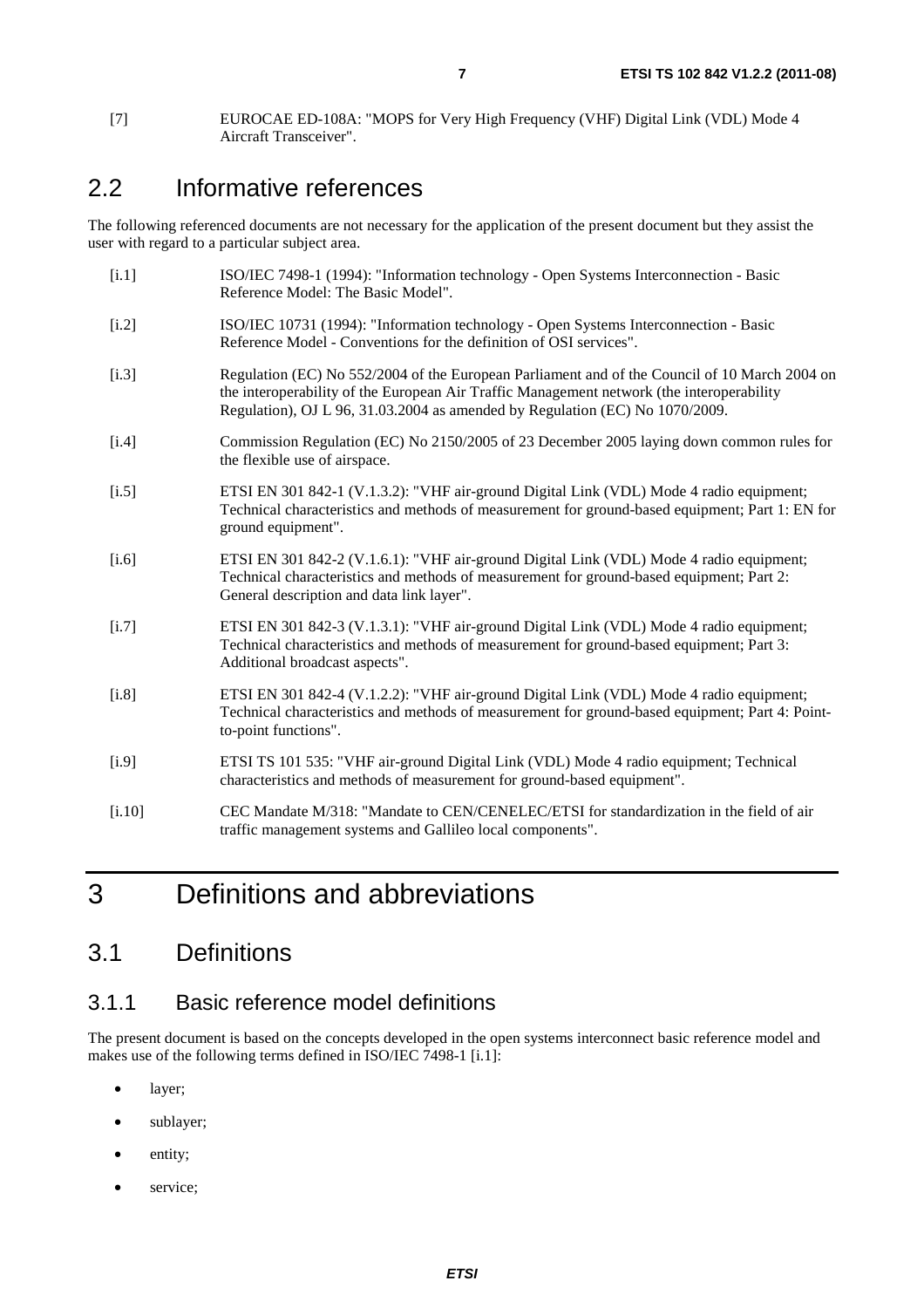[7] EUROCAE ED-108A: "MOPS for Very High Frequency (VHF) Digital Link (VDL) Mode 4 Aircraft Transceiver".

## 2.2 Informative references

The following referenced documents are not necessary for the application of the present document but they assist the user with regard to a particular subject area.

[i.1] ISO/IEC 7498-1 (1994): "Information technology - Open Systems Interconnection - Basic Reference Model: The Basic Model".

[i.2] ISO/IEC 10731 (1994): "Information technology - Open Systems Interconnection - Basic Reference Model - Conventions for the definition of OSI services".

[i.3] Regulation (EC) No 552/2004 of the European Parliament and of the Council of 10 March 2004 on the interoperability of the European Air Traffic Management network (the interoperability Regulation), OJ L 96, 31.03.2004 as amended by Regulation (EC) No 1070/2009.

[i.4] Commission Regulation (EC) No 2150/2005 of 23 December 2005 laying down common rules for the flexible use of airspace.

[i.5] ETSI EN 301 842-1 (V.1.3.2): "VHF air-ground Digital Link (VDL) Mode 4 radio equipment; Technical characteristics and methods of measurement for ground-based equipment; Part 1: EN for ground equipment".

[i.6] ETSI EN 301 842-2 (V.1.6.1): "VHF air-ground Digital Link (VDL) Mode 4 radio equipment; Technical characteristics and methods of measurement for ground-based equipment; Part 2: General description and data link layer".

[i.7] ETSI EN 301 842-3 (V.1.3.1): "VHF air-ground Digital Link (VDL) Mode 4 radio equipment; Technical characteristics and methods of measurement for ground-based equipment; Part 3: Additional broadcast aspects".

[i.8] ETSI EN 301 842-4 (V.1.2.2): "VHF air-ground Digital Link (VDL) Mode 4 radio equipment; Technical characteristics and methods of measurement for ground-based equipment; Part 4: Point-to-point functions".

[i.9] ETSI TS 101 535: "VHF air-ground Digital Link (VDL) Mode 4 radio equipment; Technical characteristics and methods of measurement for ground-based equipment".

[i.10] CEC Mandate M/318: "Mandate to CEN/CENELEC/ETSI for standardization in the field of air traffic management systems and Gallileo local components".

# 3 Definitions and abbreviations

## 3.1 Definitions

### 3.1.1 Basic reference model definitions

The present document is based on the concepts developed in the open systems interconnect basic reference model and makes use of the following terms defined in ISO/IEC 7498-1 [i.1]:

- layer;
- sublayer;
- entity;
- service;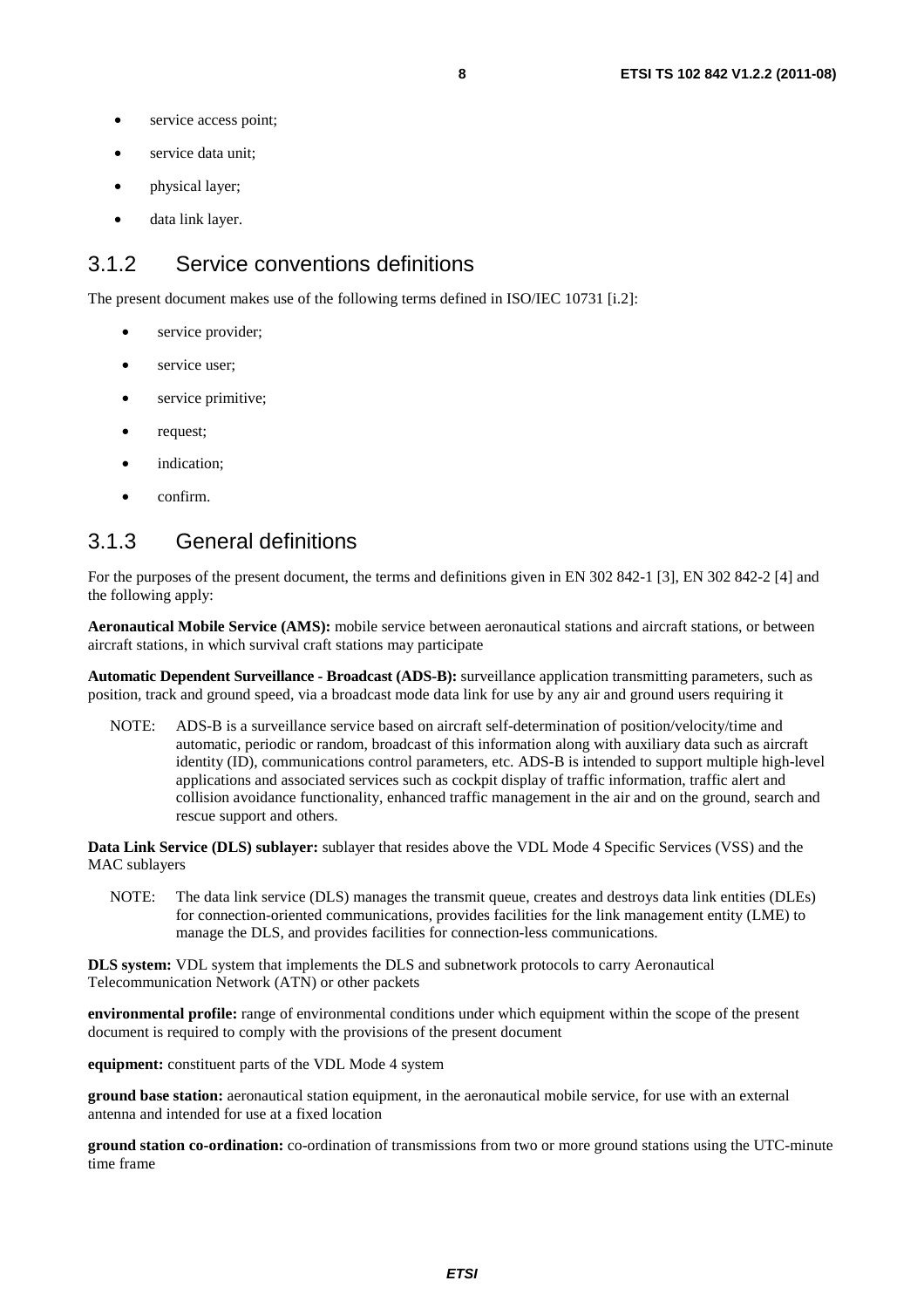- service access point;
- service data unit;
- physical layer;
- data link layer.

### 3.1.2 Service conventions definitions

The present document makes use of the following terms defined in ISO/IEC 10731 [i.2]:

- service provider;
- service user;
- service primitive;
- request;
- indication;
- confirm.

### 3.1.3 General definitions

For the purposes of the present document, the terms and definitions given in EN 302 842-1 [3], EN 302 842-2 [4] and the following apply:

**Aeronautical Mobile Service (AMS):** mobile service between aeronautical stations and aircraft stations, or between aircraft stations, in which survival craft stations may participate

**Automatic Dependent Surveillance - Broadcast (ADS-B):** surveillance application transmitting parameters, such as position, track and ground speed, via a broadcast mode data link for use by any air and ground users requiring it

NOTE: ADS-B is a surveillance service based on aircraft self-determination of position/velocity/time and automatic, periodic or random, broadcast of this information along with auxiliary data such as aircraft identity (ID), communications control parameters, etc. ADS-B is intended to support multiple high-level applications and associated services such as cockpit display of traffic information, traffic alert and collision avoidance functionality, enhanced traffic management in the air and on the ground, search and rescue support and others.

**Data Link Service (DLS) sublayer:** sublayer that resides above the VDL Mode 4 Specific Services (VSS) and the MAC sublayers

NOTE: The data link service (DLS) manages the transmit queue, creates and destroys data link entities (DLEs) for connection-oriented communications, provides facilities for the link management entity (LME) to manage the DLS, and provides facilities for connection-less communications.

**DLS system:** VDL system that implements the DLS and subnetwork protocols to carry Aeronautical Telecommunication Network (ATN) or other packets

**environmental profile:** range of environmental conditions under which equipment within the scope of the present document is required to comply with the provisions of the present document

**equipment:** constituent parts of the VDL Mode 4 system

**ground base station:** aeronautical station equipment, in the aeronautical mobile service, for use with an external antenna and intended for use at a fixed location

**ground station co-ordination:** co-ordination of transmissions from two or more ground stations using the UTC-minute time frame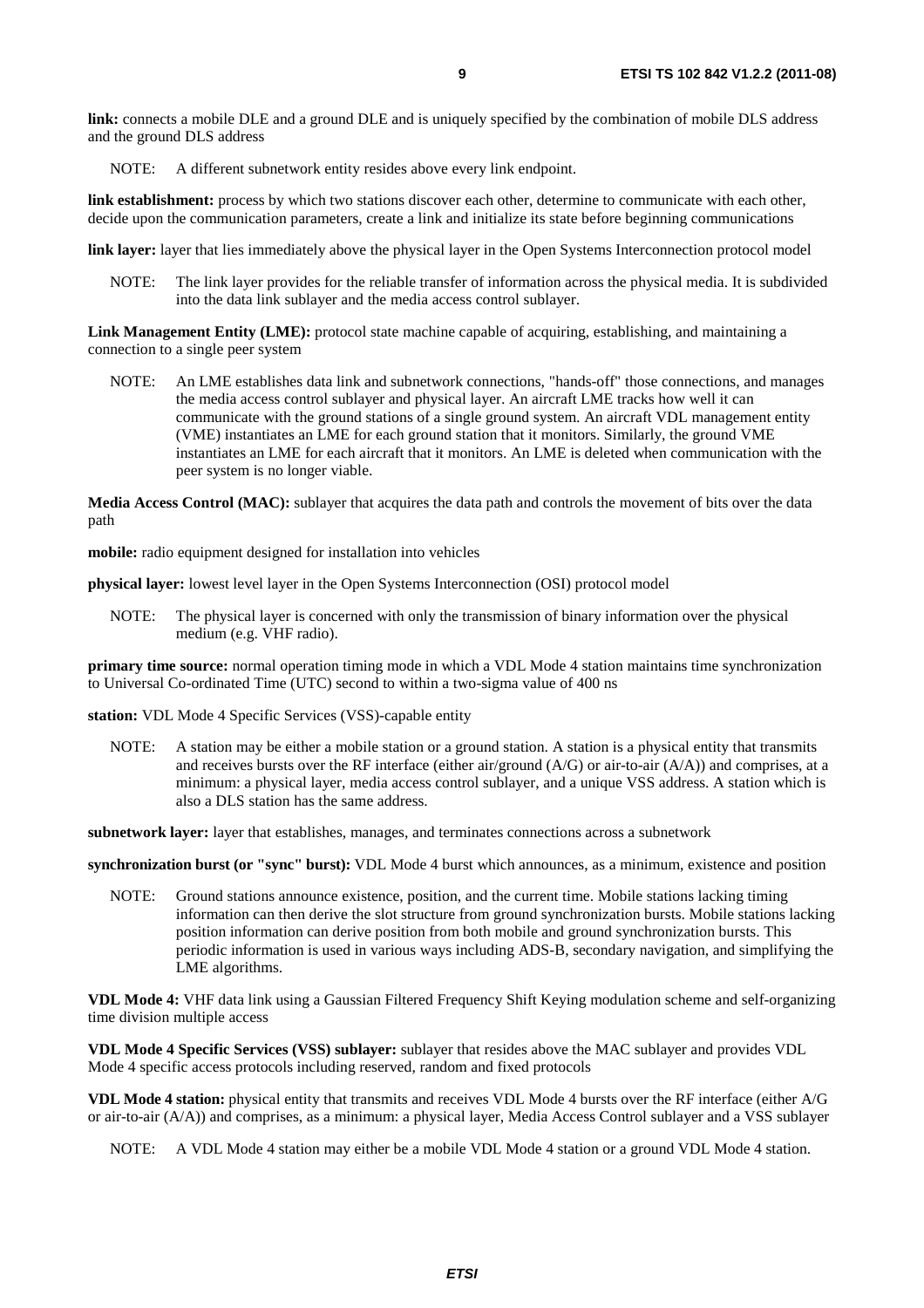**link:** connects a mobile DLE and a ground DLE and is uniquely specified by the combination of mobile DLS address and the ground DLS address

NOTE: A different subnetwork entity resides above every link endpoint.

**link establishment:** process by which two stations discover each other, determine to communicate with each other, decide upon the communication parameters, create a link and initialize its state before beginning communications

**link layer:** layer that lies immediately above the physical layer in the Open Systems Interconnection protocol model

NOTE: The link layer provides for the reliable transfer of information across the physical media. It is subdivided into the data link sublayer and the media access control sublayer.

**Link Management Entity (LME):** protocol state machine capable of acquiring, establishing, and maintaining a connection to a single peer system

NOTE: An LME establishes data link and subnetwork connections, "hands-off" those connections, and manages the media access control sublayer and physical layer. An aircraft LME tracks how well it can communicate with the ground stations of a single ground system. An aircraft VDL management entity (VME) instantiates an LME for each ground station that it monitors. Similarly, the ground VME instantiates an LME for each aircraft that it monitors. An LME is deleted when communication with the peer system is no longer viable.

**Media Access Control (MAC):** sublayer that acquires the data path and controls the movement of bits over the data path

**mobile:** radio equipment designed for installation into vehicles

**physical layer:** lowest level layer in the Open Systems Interconnection (OSI) protocol model

NOTE: The physical layer is concerned with only the transmission of binary information over the physical medium (e.g. VHF radio).

**primary time source:** normal operation timing mode in which a VDL Mode 4 station maintains time synchronization to Universal Co-ordinated Time (UTC) second to within a two-sigma value of 400 ns

**station:** VDL Mode 4 Specific Services (VSS)-capable entity

NOTE: A station may be either a mobile station or a ground station. A station is a physical entity that transmits and receives bursts over the RF interface (either air/ground (A/G) or air-to-air (A/A)) and comprises, at a minimum: a physical layer, media access control sublayer, and a unique VSS address. A station which is also a DLS station has the same address.

**subnetwork layer:** layer that establishes, manages, and terminates connections across a subnetwork

**synchronization burst (or "sync" burst):** VDL Mode 4 burst which announces, as a minimum, existence and position

NOTE: Ground stations announce existence, position, and the current time. Mobile stations lacking timing information can then derive the slot structure from ground synchronization bursts. Mobile stations lacking position information can derive position from both mobile and ground synchronization bursts. This periodic information is used in various ways including ADS-B, secondary navigation, and simplifying the LME algorithms.

**VDL Mode 4:** VHF data link using a Gaussian Filtered Frequency Shift Keying modulation scheme and self-organizing time division multiple access

**VDL Mode 4 Specific Services (VSS) sublayer:** sublayer that resides above the MAC sublayer and provides VDL Mode 4 specific access protocols including reserved, random and fixed protocols

**VDL Mode 4 station:** physical entity that transmits and receives VDL Mode 4 bursts over the RF interface (either A/G or air-to-air (A/A)) and comprises, as a minimum: a physical layer, Media Access Control sublayer and a VSS sublayer

NOTE: A VDL Mode 4 station may either be a mobile VDL Mode 4 station or a ground VDL Mode 4 station.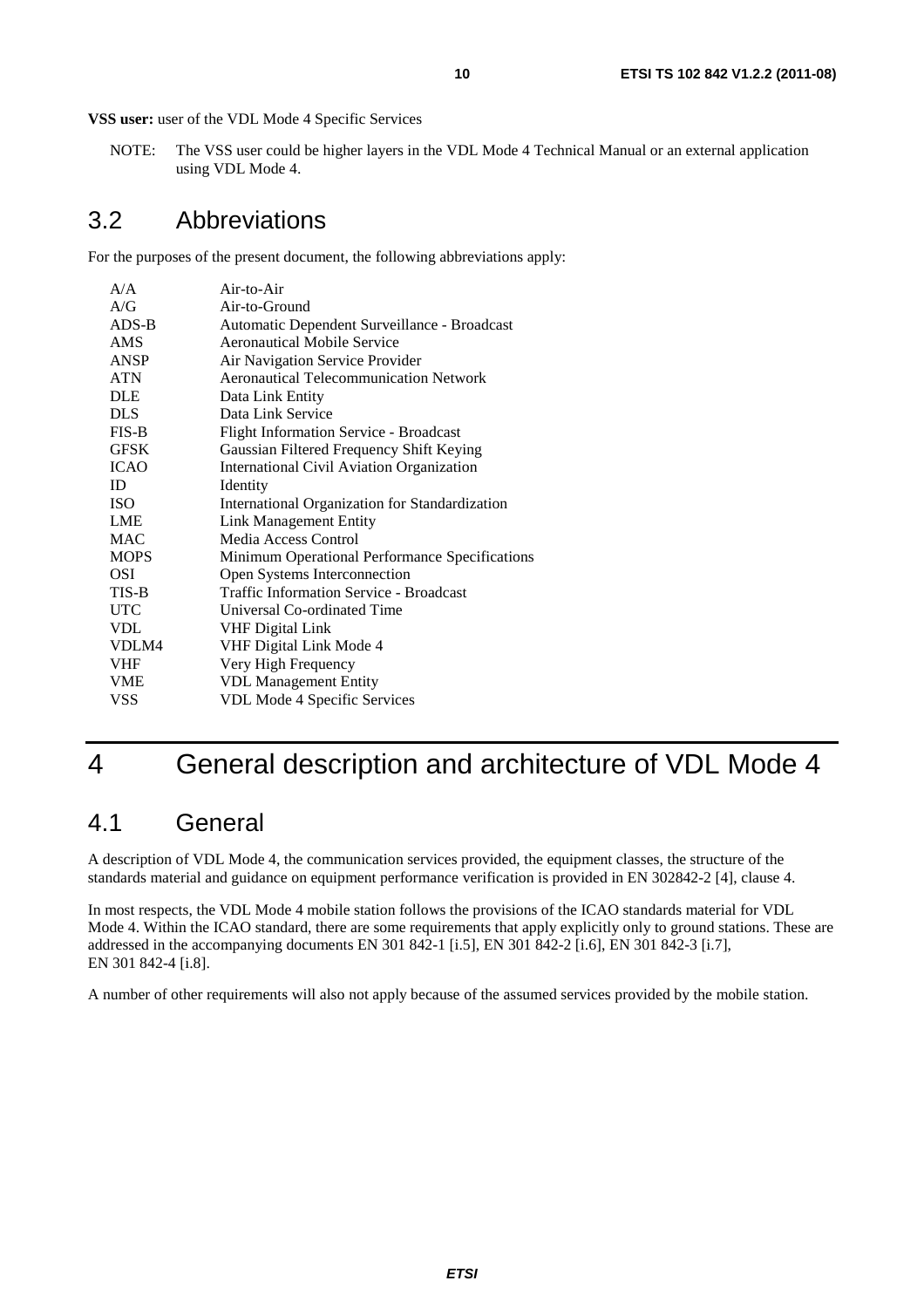**VSS user:** user of the VDL Mode 4 Specific Services

NOTE: The VSS user could be higher layers in the VDL Mode 4 Technical Manual or an external application using VDL Mode 4.

## 3.2 Abbreviations

For the purposes of the present document, the following abbreviations apply:

| | |
|---|---|
| A/A | Air-to-Air |
| A/G | Air-to-Ground |
| ADS-B | Automatic Dependent Surveillance - Broadcast |
| AMS | Aeronautical Mobile Service |
| ANSP | Air Navigation Service Provider |
| ATN | Aeronautical Telecommunication Network |
| DLE | Data Link Entity |
| DLS | Data Link Service |
| FIS-B | Flight Information Service - Broadcast |
| GFSK | Gaussian Filtered Frequency Shift Keying |
| ICAO | International Civil Aviation Organization |
| ID | Identity |
| ISO | International Organization for Standardization |
| LME | Link Management Entity |
| MAC | Media Access Control |
| MOPS | Minimum Operational Performance Specifications |
| OSI | Open Systems Interconnection |
| TIS-B | Traffic Information Service - Broadcast |
| UTC | Universal Co-ordinated Time |
| VDL | VHF Digital Link |
| VDLM4 | VHF Digital Link Mode 4 |
| VHF | Very High Frequency |
| VME | VDL Management Entity |
| VSS | VDL Mode 4 Specific Services |

# 4 General description and architecture of VDL Mode 4

## 4.1 General

A description of VDL Mode 4, the communication services provided, the equipment classes, the structure of the standards material and guidance on equipment performance verification is provided in EN 302842-2 [4], clause 4.

In most respects, the VDL Mode 4 mobile station follows the provisions of the ICAO standards material for VDL Mode 4. Within the ICAO standard, there are some requirements that apply explicitly only to ground stations. These are addressed in the accompanying documents EN 301 842-1 [i.5], EN 301 842-2 [i.6], EN 301 842-3 [i.7], EN 301 842-4 [i.8].

A number of other requirements will also not apply because of the assumed services provided by the mobile station.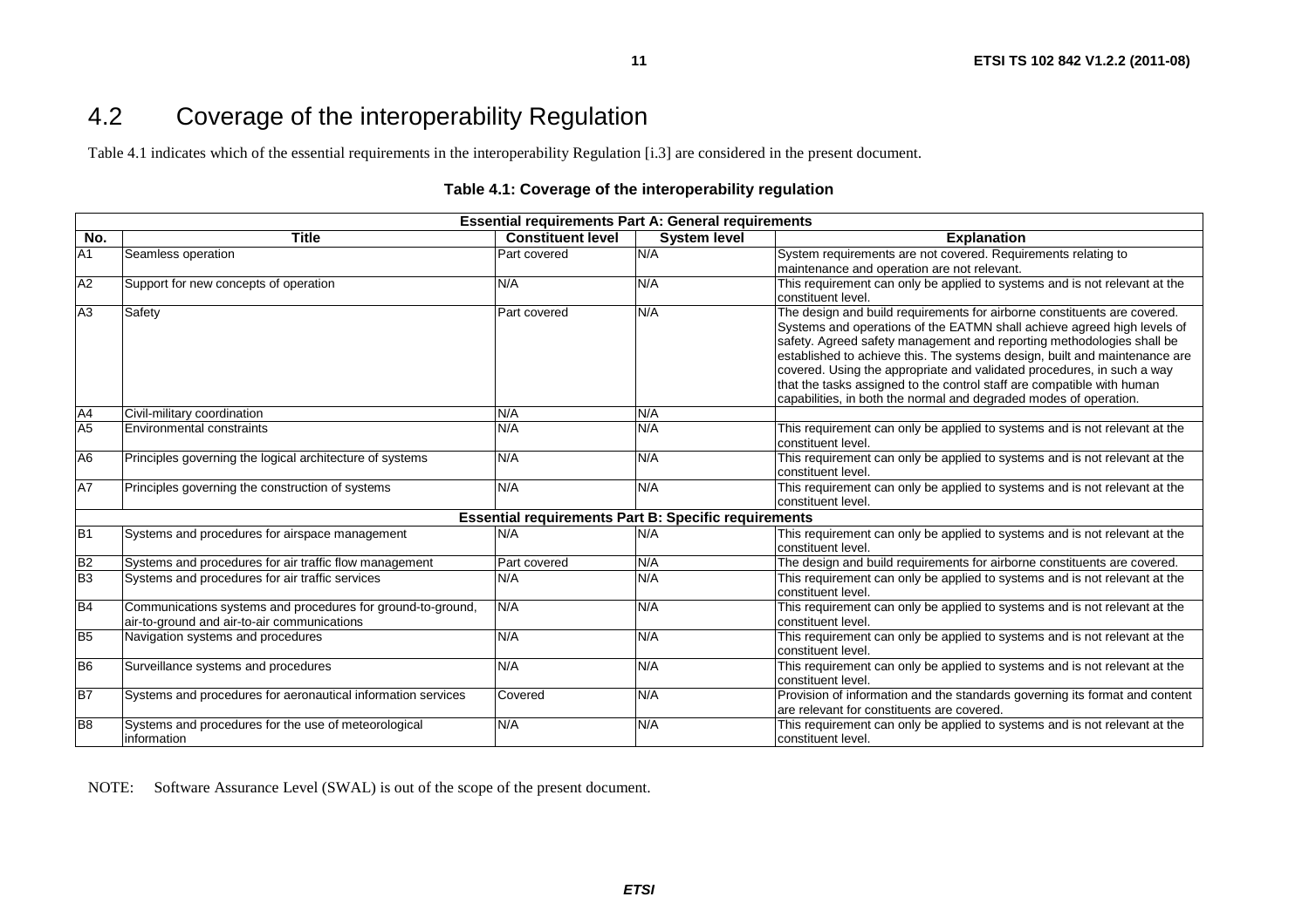## 4.2 Coverage of the interoperability Regulation

Table 4.1 indicates which of the essential requirements in the interoperability Regulation [i.3] are considered in the present document.

**Table 4.1: Coverage of the interoperability regulation**

| Essential requirements Part A: General requirements | | | | |
|---|---|---|---|---|
| **No.** | **Title** | **Constituent level** | **System level** | **Explanation** |
| A1 | Seamless operation | Part covered | N/A | System requirements are not covered. Requirements relating to maintenance and operation are not relevant. |
| A2 | Support for new concepts of operation | N/A | N/A | This requirement can only be applied to systems and is not relevant at the constituent level. |
| A3 | Safety | Part covered | N/A | The design and build requirements for airborne constituents are covered. Systems and operations of the EATMN shall achieve agreed high levels of safety. Agreed safety management and reporting methodologies shall be established to achieve this. The systems design, built and maintenance are covered. Using the appropriate and validated procedures, in such a way that the tasks assigned to the control staff are compatible with human capabilities, in both the normal and degraded modes of operation. |
| A4 | Civil-military coordination | N/A | N/A | |
| A5 | Environmental constraints | N/A | N/A | This requirement can only be applied to systems and is not relevant at the constituent level. |
| A6 | Principles governing the logical architecture of systems | N/A | N/A | This requirement can only be applied to systems and is not relevant at the constituent level. |
| A7 | Principles governing the construction of systems | N/A | N/A | This requirement can only be applied to systems and is not relevant at the constituent level. |
| **Essential requirements Part B: Specific requirements** | | | | |
| B1 | Systems and procedures for airspace management | N/A | N/A | This requirement can only be applied to systems and is not relevant at the constituent level. |
| B2 | Systems and procedures for air traffic flow management | Part covered | N/A | The design and build requirements for airborne constituents are covered. |
| B3 | Systems and procedures for air traffic services | N/A | N/A | This requirement can only be applied to systems and is not relevant at the constituent level. |
| B4 | Communications systems and procedures for ground-to-ground, air-to-ground and air-to-air communications | N/A | N/A | This requirement can only be applied to systems and is not relevant at the constituent level. |
| B5 | Navigation systems and procedures | N/A | N/A | This requirement can only be applied to systems and is not relevant at the constituent level. |
| B6 | Surveillance systems and procedures | N/A | N/A | This requirement can only be applied to systems and is not relevant at the constituent level. |
| B7 | Systems and procedures for aeronautical information services | Covered | N/A | Provision of information and the standards governing its format and content are relevant for constituents are covered. |
| B8 | Systems and procedures for the use of meteorological information | N/A | N/A | This requirement can only be applied to systems and is not relevant at the constituent level. |

NOTE: Software Assurance Level (SWAL) is out of the scope of the present document.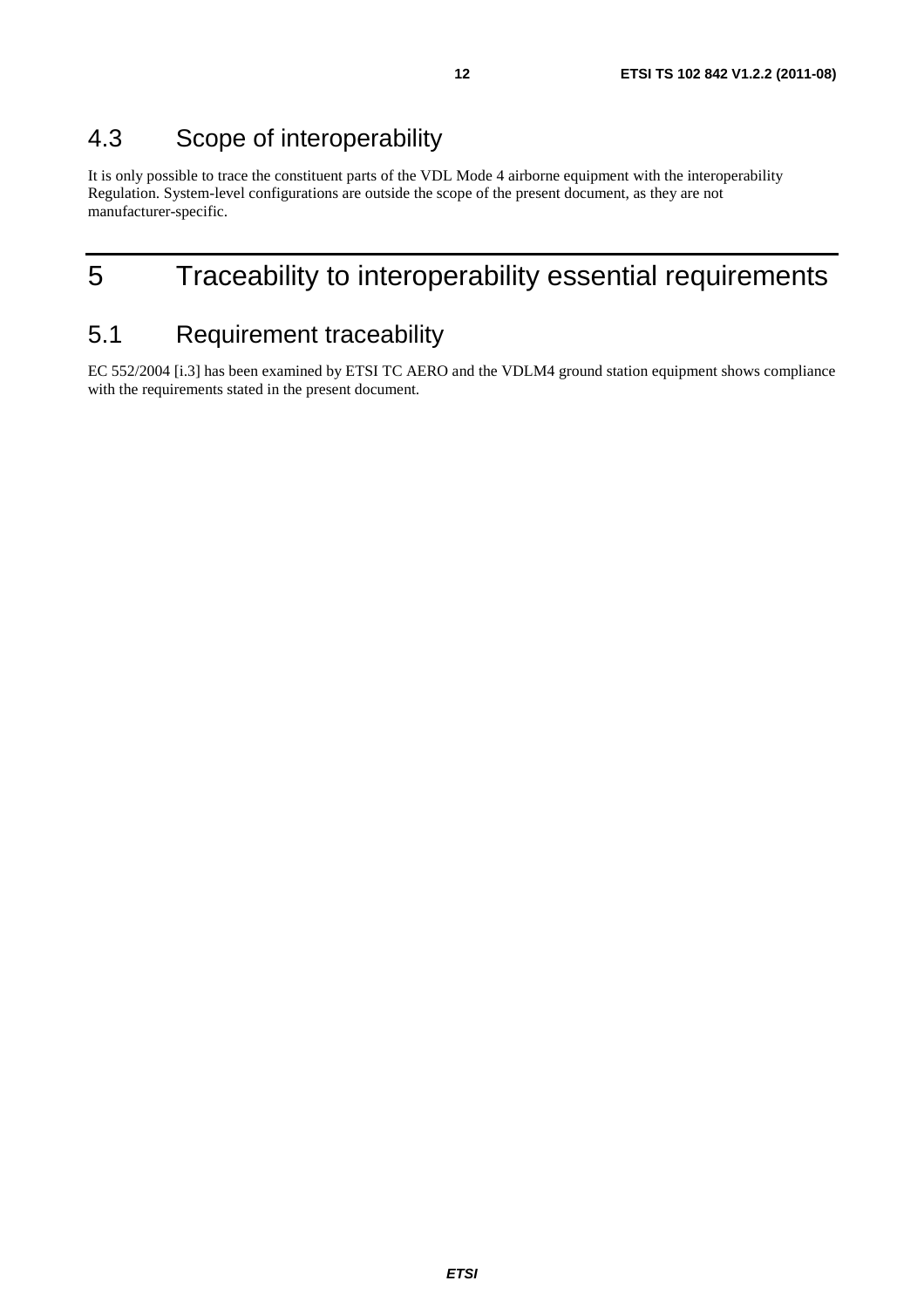## 4.3 Scope of interoperability

It is only possible to trace the constituent parts of the VDL Mode 4 airborne equipment with the interoperability Regulation. System-level configurations are outside the scope of the present document, as they are not manufacturer-specific.

# 5 Traceability to interoperability essential requirements

## 5.1 Requirement traceability

EC 552/2004 [i.3] has been examined by ETSI TC AERO and the VDLM4 ground station equipment shows compliance with the requirements stated in the present document.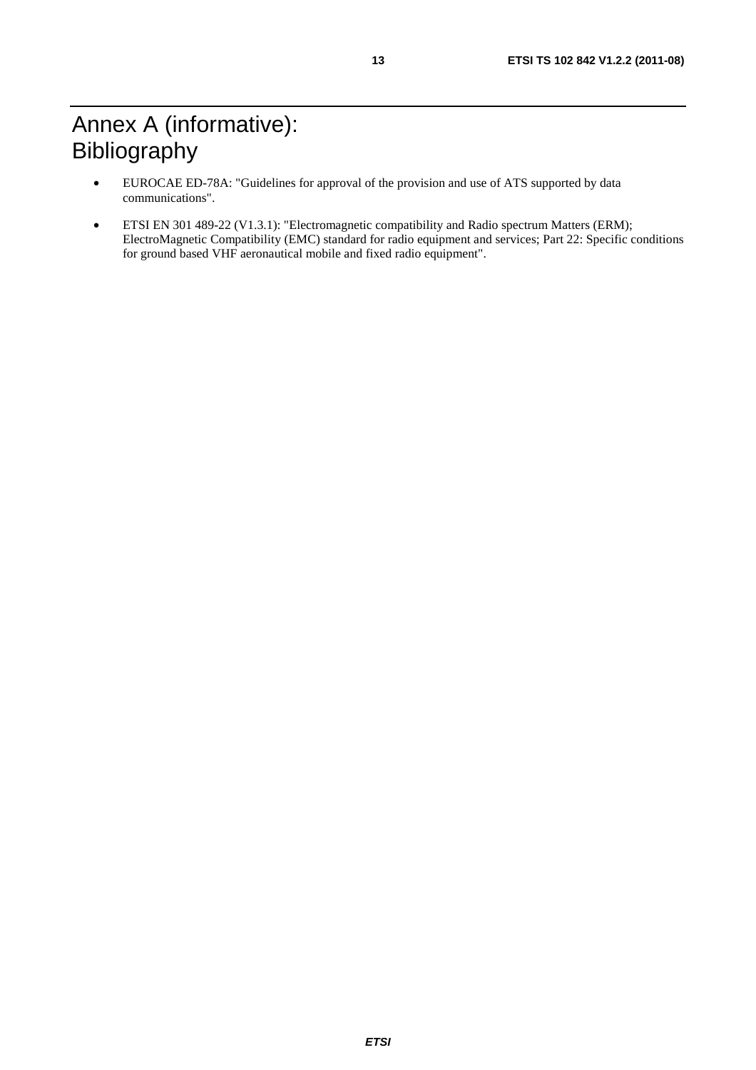# Annex A (informative): Bibliography

- EUROCAE ED-78A: "Guidelines for approval of the provision and use of ATS supported by data communications".
- ETSI EN 301 489-22 (V1.3.1): "Electromagnetic compatibility and Radio spectrum Matters (ERM); ElectroMagnetic Compatibility (EMC) standard for radio equipment and services; Part 22: Specific conditions for ground based VHF aeronautical mobile and fixed radio equipment".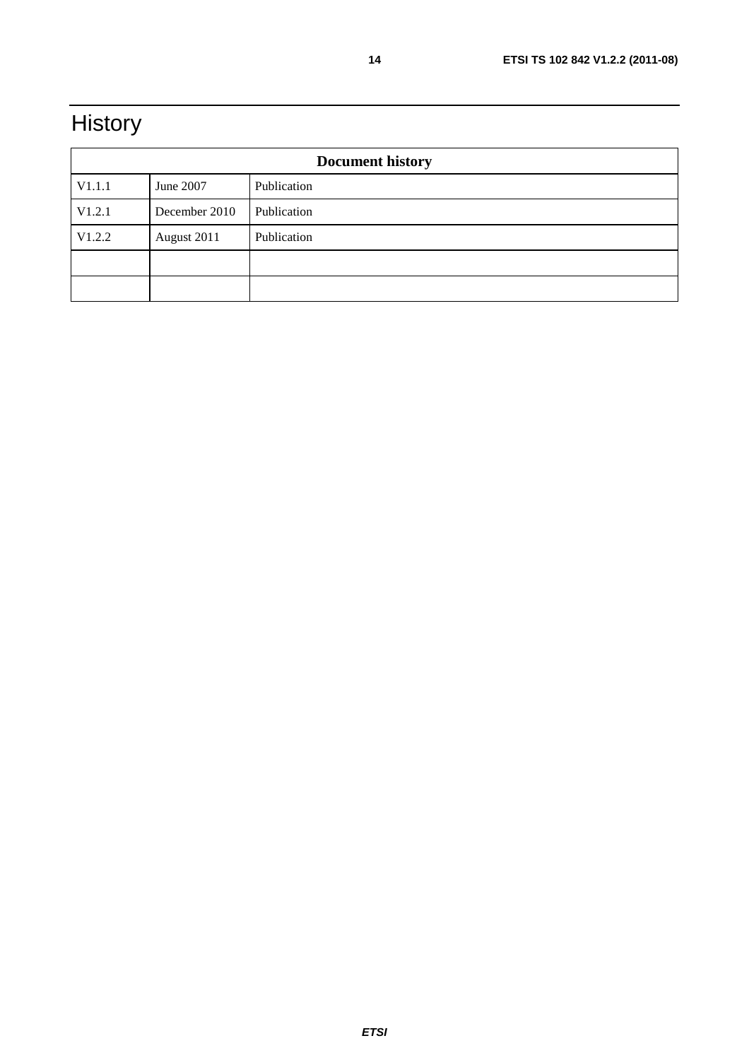# History

| Document history | | |
|---|---|---|
| V1.1.1 | June 2007 | Publication |
| V1.2.1 | December 2010 | Publication |
| V1.2.2 | August 2011 | Publication |
| | | |
| | | |